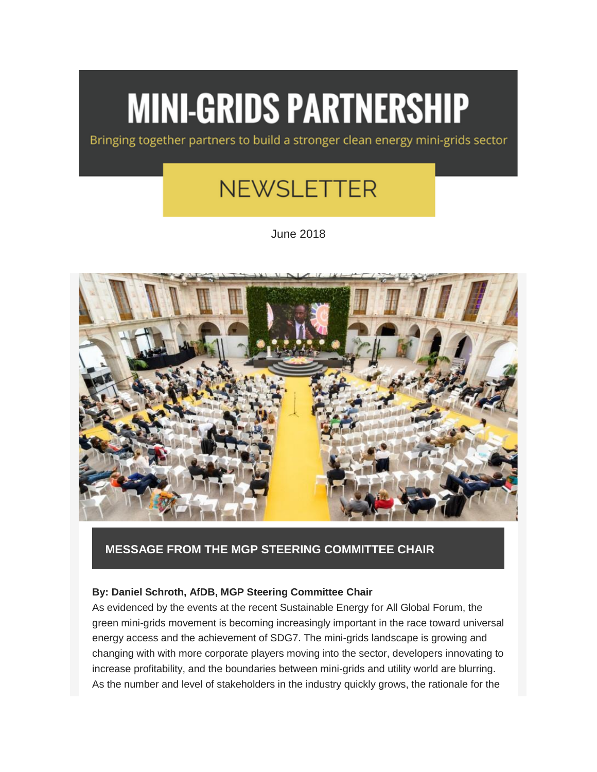# MINI-GRIDS PARTNERSHIP

Bringing together partners to build a stronger clean energy mini-grids sector

## NEWSLETTER

June 2018

## MESSAGE FROM THE MGP STEERING COMMITTEE CHAIR

**By: Daniel Schroth, AfDB, MGP Steering Committee Chair**

As evidenced by the events at the recent Sustainable Energy for All Global Forum, the green mini-grids movement is becoming increasingly important in the race toward universal energy access and the achievement of SDG7. The mini-grids landscape is growing and changing with with more corporate players moving into the sector, developers innovating to increase profitability, and the boundaries between mini-grids and utility world are blurring. As the number and level of stakeholders in the industry quickly grows, the rationale for the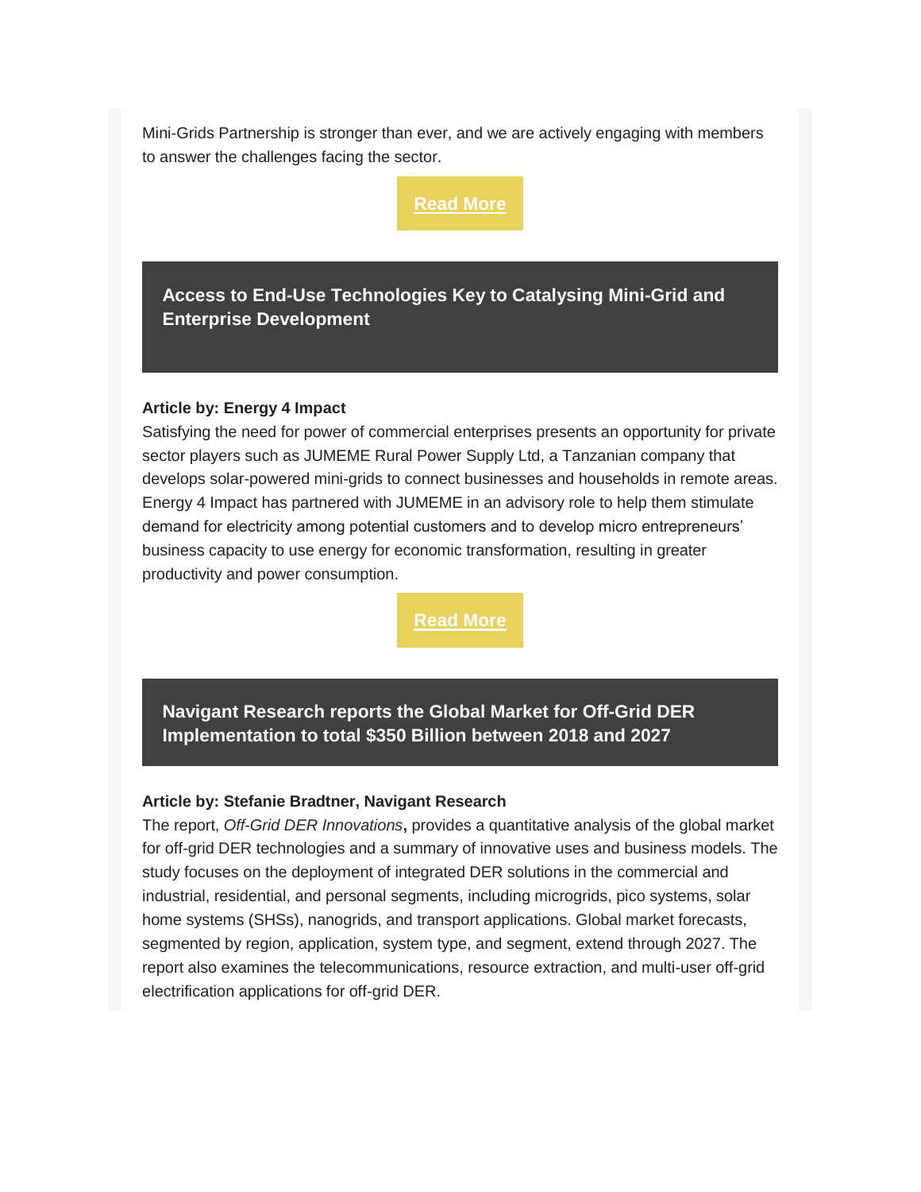Mini-Grids Partnership is stronger than ever, and we are actively engaging with members to answer the challenges facing the sector.

**Read More**

## Access to End-Use Technologies Key to Catalysing Mini-Grid and Enterprise Development

**Article by: Energy 4 Impact**

Satisfying the need for power of commercial enterprises presents an opportunity for private sector players such as JUMEME Rural Power Supply Ltd, a Tanzanian company that develops solar-powered mini-grids to connect businesses and households in remote areas. Energy 4 Impact has partnered with JUMEME in an advisory role to help them stimulate demand for electricity among potential customers and to develop micro entrepreneurs' business capacity to use energy for economic transformation, resulting in greater productivity and power consumption.

**Read More**

## Navigant Research reports the Global Market for Off-Grid DER Implementation to total $350 Billion between 2018 and 2027

**Article by: Stefanie Bradtner, Navigant Research**

The report, *Off-Grid DER Innovations*, provides a quantitative analysis of the global market for off-grid DER technologies and a summary of innovative uses and business models. The study focuses on the deployment of integrated DER solutions in the commercial and industrial, residential, and personal segments, including microgrids, pico systems, solar home systems (SHSs), nanogrids, and transport applications. Global market forecasts, segmented by region, application, system type, and segment, extend through 2027. The report also examines the telecommunications, resource extraction, and multi-user off-grid electrification applications for off-grid DER.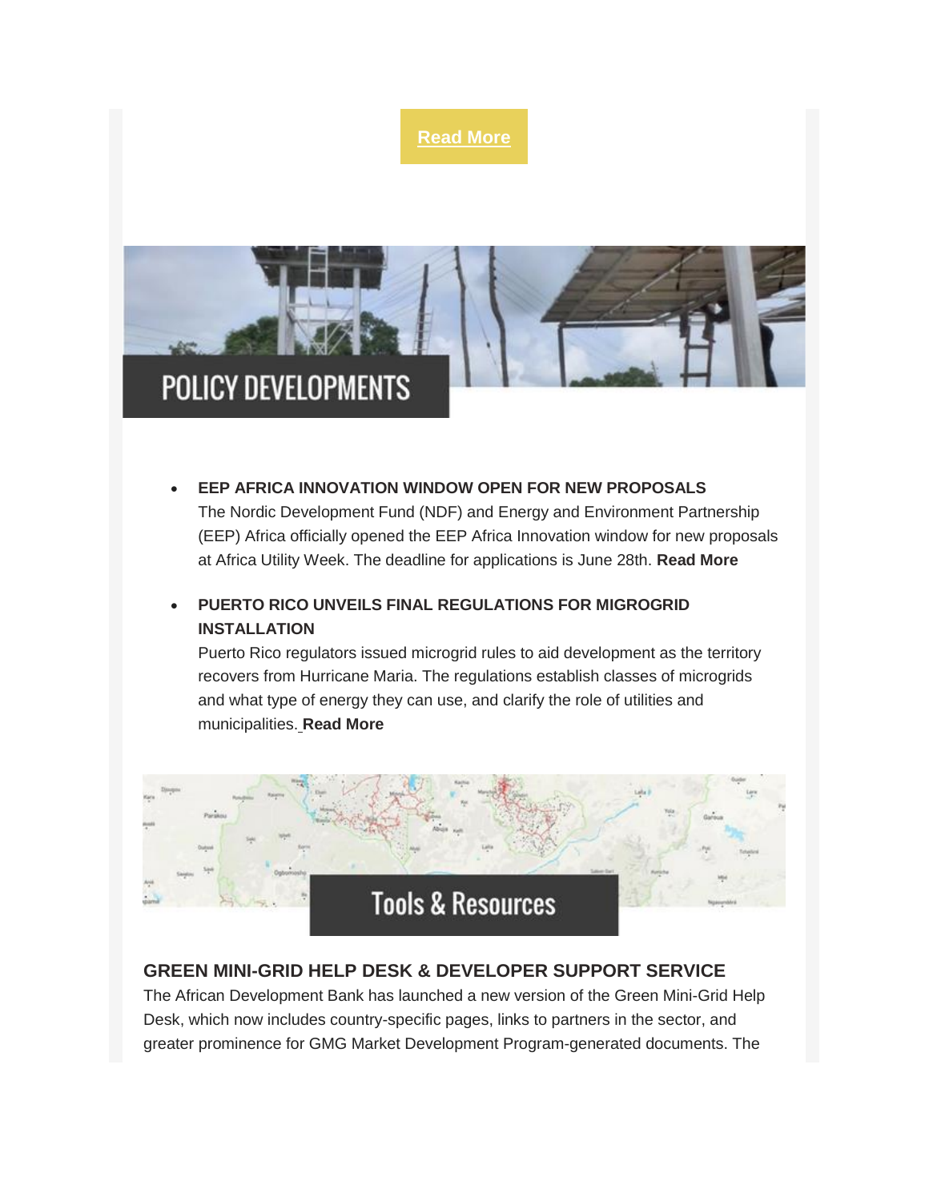**Read More**

## POLICY DEVELOPMENTS

- **EEP AFRICA INNOVATION WINDOW OPEN FOR NEW PROPOSALS**
  The Nordic Development Fund (NDF) and Energy and Environment Partnership (EEP) Africa officially opened the EEP Africa Innovation window for new proposals at Africa Utility Week. The deadline for applications is June 28th. **Read More**

- **PUERTO RICO UNVEILS FINAL REGULATIONS FOR MIGROGRID INSTALLATION**
  Puerto Rico regulators issued microgrid rules to aid development as the territory recovers from Hurricane Maria. The regulations establish classes of microgrids and what type of energy they can use, and clarify the role of utilities and municipalities. **Read More**

## Tools & Resources

### GREEN MINI-GRID HELP DESK & DEVELOPER SUPPORT SERVICE

The African Development Bank has launched a new version of the Green Mini-Grid Help Desk, which now includes country-specific pages, links to partners in the sector, and greater prominence for GMG Market Development Program-generated documents. The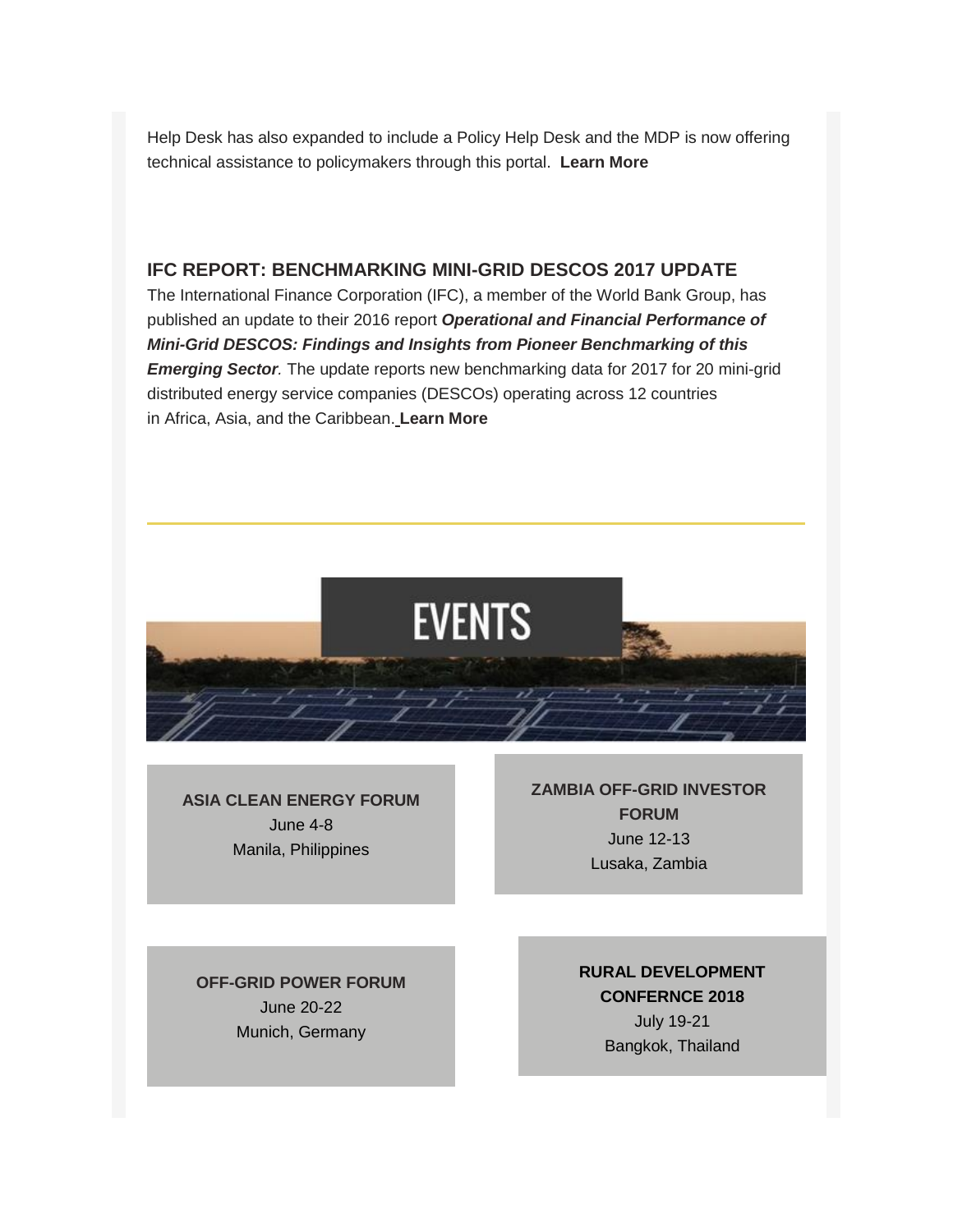Help Desk has also expanded to include a Policy Help Desk and the MDP is now offering technical assistance to policymakers through this portal. **Learn More**

## IFC REPORT: BENCHMARKING MINI-GRID DESCOS 2017 UPDATE

The International Finance Corporation (IFC), a member of the World Bank Group, has published an update to their 2016 report ***Operational and Financial Performance of Mini-Grid DESCOS: Findings and Insights from Pioneer Benchmarking of this Emerging Sector.*** The update reports new benchmarking data for 2017 for 20 mini-grid distributed energy service companies (DESCOs) operating across 12 countries in Africa, Asia, and the Caribbean. **Learn More**

---

# EVENTS

**ASIA CLEAN ENERGY FORUM**
June 4-8
Manila, Philippines

**ZAMBIA OFF-GRID INVESTOR FORUM**
June 12-13
Lusaka, Zambia

**OFF-GRID POWER FORUM**
June 20-22
Munich, Germany

**RURAL DEVELOPMENT CONFERNCE 2018**
July 19-21
Bangkok, Thailand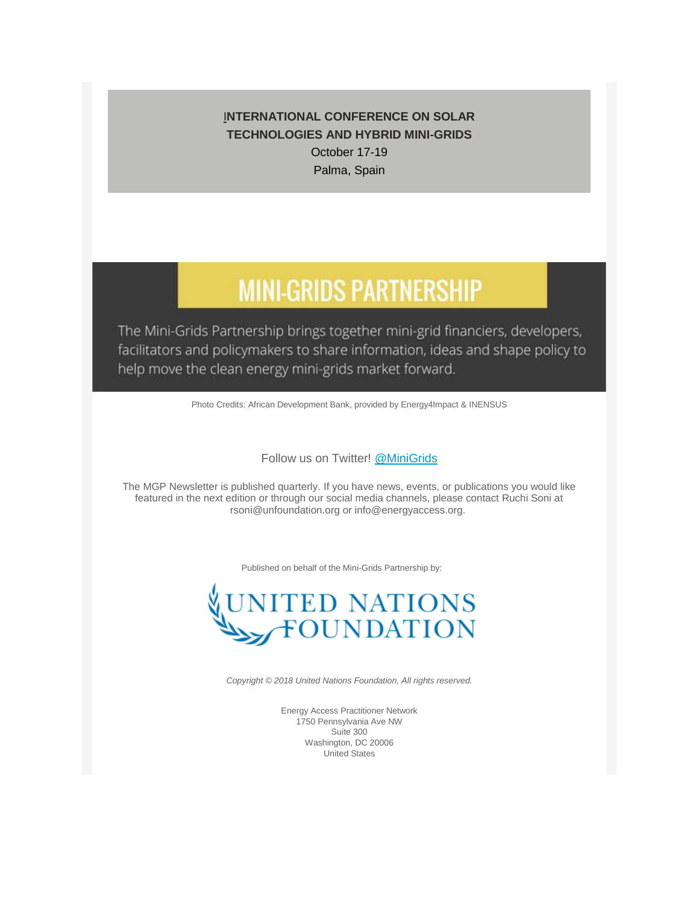**INTERNATIONAL CONFERENCE ON SOLAR TECHNOLOGIES AND HYBRID MINI-GRIDS**

October 17-19

Palma, Spain

MINI-GRIDS PARTNERSHIP

The Mini-Grids Partnership brings together mini-grid financiers, developers, facilitators and policymakers to share information, ideas and shape policy to help move the clean energy mini-grids market forward.

Photo Credits: African Development Bank, provided by Energy4Impact & INENSUS

Follow us on Twitter! [@MiniGrids]

The MGP Newsletter is published quarterly. If you have news, events, or publications you would like featured in the next edition or through our social media channels, please contact Ruchi Soni at rsoni@unfoundation.org or info@energyaccess.org.

Published on behalf of the Mini-Grids Partnership by:

UNITED NATIONS FOUNDATION

*Copyright © 2018 United Nations Foundation, All rights reserved.*

Energy Access Practitioner Network
1750 Pennsylvania Ave NW
Suite 300
Washington, DC 20006
United States